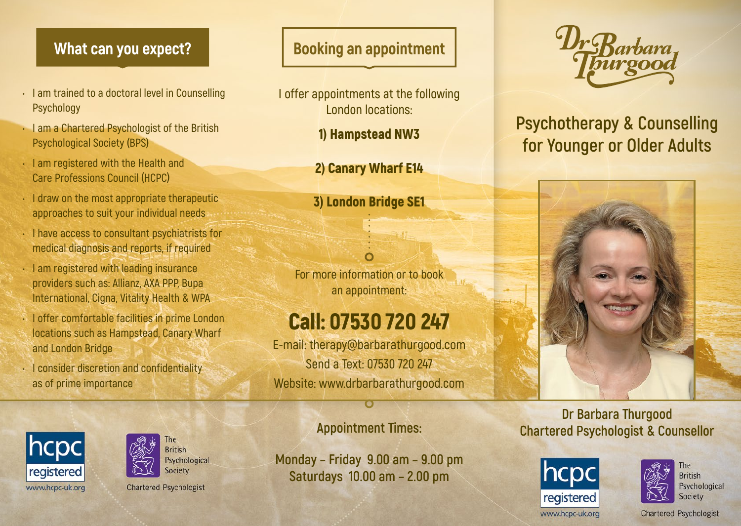## What can you expect?

- I am trained to a doctoral level in Counselling Psychology
- I am a Chartered Psychologist of the British Psychological Society (BPS)
- I am registered with the Health and Care Professions Council (HCPC)
- I draw on the most appropriate therapeutic approaches to suit your individual needs
- I have access to consultant psychiatrists for medical diagnosis and reports, if required
- I am registered with leading insurance providers such as: Allianz, AXA PPP, Bupa International, Cigna, Vitality Health & WPA
- I offer comfortable facilities in prime London locations such as Hampstead, Canary Wharf and London Bridge
- I consider discretion and confidentiality as of prime importance

hcpc registered
www.hcpc-uk.org

The British Psychological Society
Chartered Psychologist

## Booking an appointment

I offer appointments at the following London locations:

**1) Hampstead NW3**

**2) Canary Wharf E14**

**3) London Bridge SE1**

For more information or to book an appointment:

**Call: 07530 720 247**

E-mail: therapy@barbarathurgood.com
Send a Text: 07530 720 247
Website: www.drbarbarathurgood.com

Appointment Times:

Monday – Friday 9.00 am – 9.00 pm
Saturdays 10.00 am – 2.00 pm

# Dr Barbara Thurgood

## Psychotherapy & Counselling for Younger or Older Adults

Dr Barbara Thurgood
Chartered Psychologist & Counsellor

hcpc registered
www.hcpc-uk.org

The British Psychological Society
Chartered Psychologist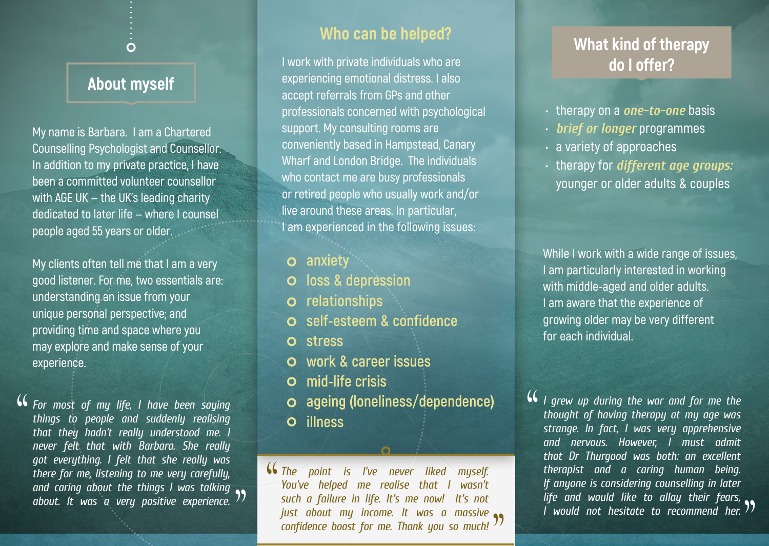## About myself

My name is Barbara. I am a Chartered Counselling Psychologist and Counsellor. In addition to my private practice, I have been a committed volunteer counsellor with AGE UK – the UK's leading charity dedicated to later life – where I counsel people aged 55 years or older.

My clients often tell me that I am a very good listener. For me, two essentials are: understanding an issue from your unique personal perspective; and providing time and space where you may explore and make sense of your experience.

> *"For most of my life, I have been saying things to people and suddenly realising that they hadn't really understood me. I never felt that with Barbara. She really got everything. I felt that she really was there for me, listening to me very carefully, and caring about the things I was talking about. It was a very positive experience."*

## Who can be helped?

I work with private individuals who are experiencing emotional distress. I also accept referrals from GPs and other professionals concerned with psychological support. My consulting rooms are conveniently based in Hampstead, Canary Wharf and London Bridge. The individuals who contact me are busy professionals or retired people who usually work and/or live around these areas. In particular, I am experienced in the following issues:

- anxiety
- loss & depression
- relationships
- self-esteem & confidence
- stress
- work & career issues
- mid-life crisis
- ageing (loneliness/dependence)
- illness

> *"The point is I've never liked myself. You've helped me realise that I wasn't such a failure in life. It's me now! It's not just about my income. It was a massive confidence boost for me. Thank you so much!"*

## What kind of therapy do I offer?

- therapy on a ***one-to-one*** basis
- ***brief or longer*** programmes
- a variety of approaches
- therapy for ***different age groups:*** younger or older adults & couples

While I work with a wide range of issues, I am particularly interested in working with middle-aged and older adults. I am aware that the experience of growing older may be very different for each individual.

> *"I grew up during the war and for me the thought of having therapy at my age was strange. In fact, I was very apprehensive and nervous. However, I must admit that Dr Thurgood was both: an excellent therapist and a caring human being. If anyone is considering counselling in later life and would like to allay their fears, I would not hesitate to recommend her."*